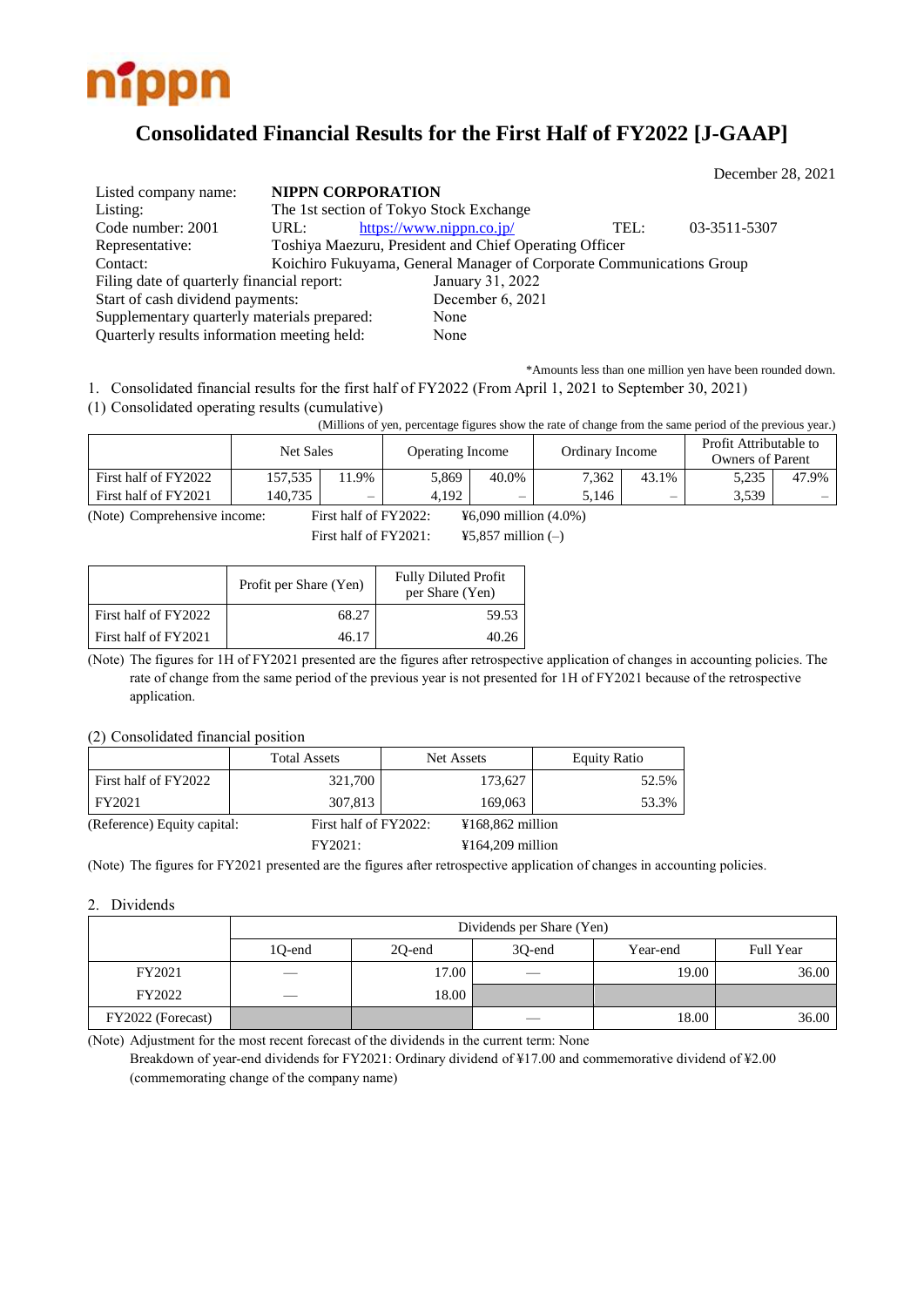nippn

# Consolidated Financial Results for the First Half of FY2022 [J-GAAP]

December 28, 2021

| | | | |
|---|---|---|---|
| Listed company name: | **NIPPN CORPORATION** | | |
| Listing: | The 1st section of Tokyo Stock Exchange | | |
| Code number: 2001 | URL: https://www.nippn.co.jp/ | TEL: | 03-3511-5307 |
| Representative: | Toshiya Maezuru, President and Chief Operating Officer | | |
| Contact: | Koichiro Fukuyama, General Manager of Corporate Communications Group | | |
| Filing date of quarterly financial report: | January 31, 2022 | | |
| Start of cash dividend payments: | December 6, 2021 | | |
| Supplementary quarterly materials prepared: | None | | |
| Quarterly results information meeting held: | None | | |

*Amounts less than one million yen have been rounded down.

1. Consolidated financial results for the first half of FY2022 (From April 1, 2021 to September 30, 2021)

(1) Consolidated operating results (cumulative)

(Millions of yen, percentage figures show the rate of change from the same period of the previous year.)

| | Net Sales | | Operating Income | | Ordinary Income | | Profit Attributable to Owners of Parent | |
|---|---|---|---|---|---|---|---|---|
| First half of FY2022 | 157,535 | 11.9% | 5,869 | 40.0% | 7,362 | 43.1% | 5,235 | 47.9% |
| First half of FY2021 | 140,735 | – | 4,192 | – | 5,146 | – | 3,539 | – |

(Note) Comprehensive income: First half of FY2022: ¥6,090 million (4.0%)
First half of FY2021: ¥5,857 million (–)

| | Profit per Share (Yen) | Fully Diluted Profit per Share (Yen) |
|---|---|---|
| First half of FY2022 | 68.27 | 59.53 |
| First half of FY2021 | 46.17 | 40.26 |

(Note) The figures for 1H of FY2021 presented are the figures after retrospective application of changes in accounting policies. The rate of change from the same period of the previous year is not presented for 1H of FY2021 because of the retrospective application.

(2) Consolidated financial position

| | Total Assets | Net Assets | Equity Ratio |
|---|---|---|---|
| First half of FY2022 | 321,700 | 173,627 | 52.5% |
| FY2021 | 307,813 | 169,063 | 53.3% |

(Reference) Equity capital: First half of FY2022: ¥168,862 million
FY2021: ¥164,209 million

(Note) The figures for FY2021 presented are the figures after retrospective application of changes in accounting policies.

2. Dividends

| | Dividends per Share (Yen) | | | | |
|---|---|---|---|---|---|
| | 1Q-end | 2Q-end | 3Q-end | Year-end | Full Year |
| FY2021 | — | 17.00 | — | 19.00 | 36.00 |
| FY2022 | — | 18.00 | | | |
| FY2022 (Forecast) | | | — | 18.00 | 36.00 |

(Note) Adjustment for the most recent forecast of the dividends in the current term: None
Breakdown of year-end dividends for FY2021: Ordinary dividend of ¥17.00 and commemorative dividend of ¥2.00 (commemorating change of the company name)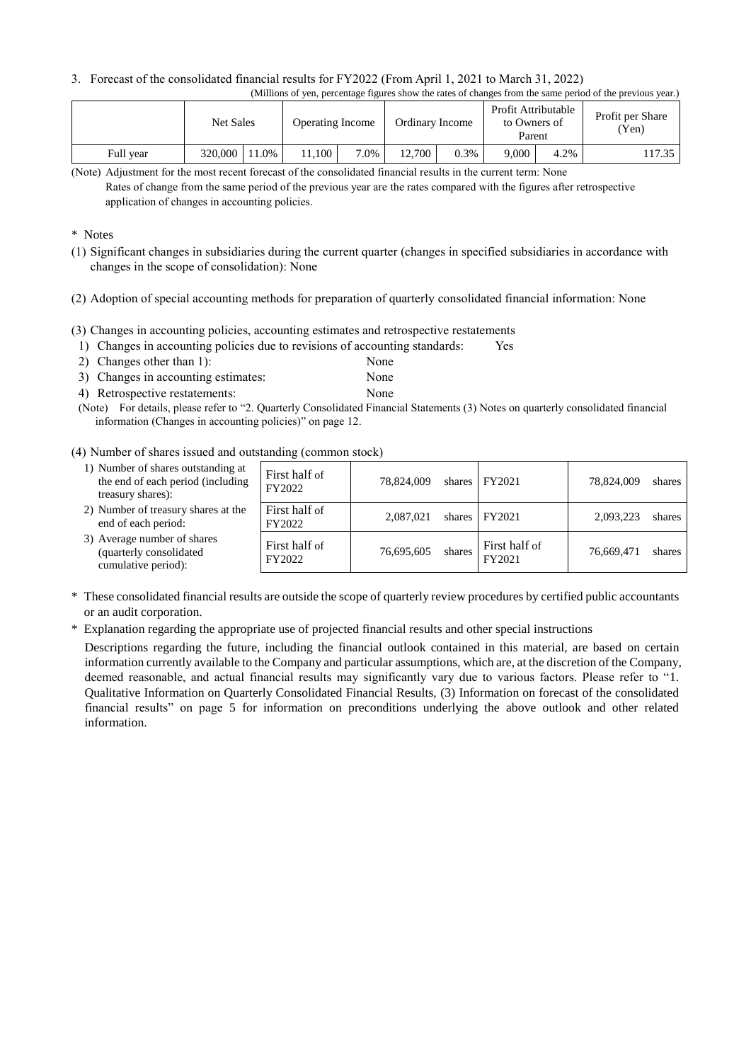3. Forecast of the consolidated financial results for FY2022 (From April 1, 2021 to March 31, 2022)

(Millions of yen, percentage figures show the rates of changes from the same period of the previous year.)

| | Net Sales | | Operating Income | | Ordinary Income | | Profit Attributable to Owners of Parent | | Profit per Share (Yen) |
|---|---|---|---|---|---|---|---|---|---|
| Full year | 320,000 | 11.0% | 11,100 | 7.0% | 12,700 | 0.3% | 9,000 | 4.2% | 117.35 |

(Note) Adjustment for the most recent forecast of the consolidated financial results in the current term: None
Rates of change from the same period of the previous year are the rates compared with the figures after retrospective application of changes in accounting policies.

\* Notes

(1) Significant changes in subsidiaries during the current quarter (changes in specified subsidiaries in accordance with changes in the scope of consolidation): None

(2) Adoption of special accounting methods for preparation of quarterly consolidated financial information: None

(3) Changes in accounting policies, accounting estimates and retrospective restatements

1) Changes in accounting policies due to revisions of accounting standards: Yes
2) Changes other than 1): None
3) Changes in accounting estimates: None
4) Retrospective restatements: None

(Note) For details, please refer to "2. Quarterly Consolidated Financial Statements (3) Notes on quarterly consolidated financial information (Changes in accounting policies)" on page 12.

(4) Number of shares issued and outstanding (common stock)

| | | | | |
|---|---|---|---|---|
| 1) Number of shares outstanding at the end of each period (including treasury shares): | First half of FY2022 | 78,824,009 shares | FY2021 | 78,824,009 shares |
| 2) Number of treasury shares at the end of each period: | First half of FY2022 | 2,087,021 shares | FY2021 | 2,093,223 shares |
| 3) Average number of shares (quarterly consolidated cumulative period): | First half of FY2022 | 76,695,605 shares | First half of FY2021 | 76,669,471 shares |

\* These consolidated financial results are outside the scope of quarterly review procedures by certified public accountants or an audit corporation.

\* Explanation regarding the appropriate use of projected financial results and other special instructions

Descriptions regarding the future, including the financial outlook contained in this material, are based on certain information currently available to the Company and particular assumptions, which are, at the discretion of the Company, deemed reasonable, and actual financial results may significantly vary due to various factors. Please refer to "1. Qualitative Information on Quarterly Consolidated Financial Results, (3) Information on forecast of the consolidated financial results" on page 5 for information on preconditions underlying the above outlook and other related information.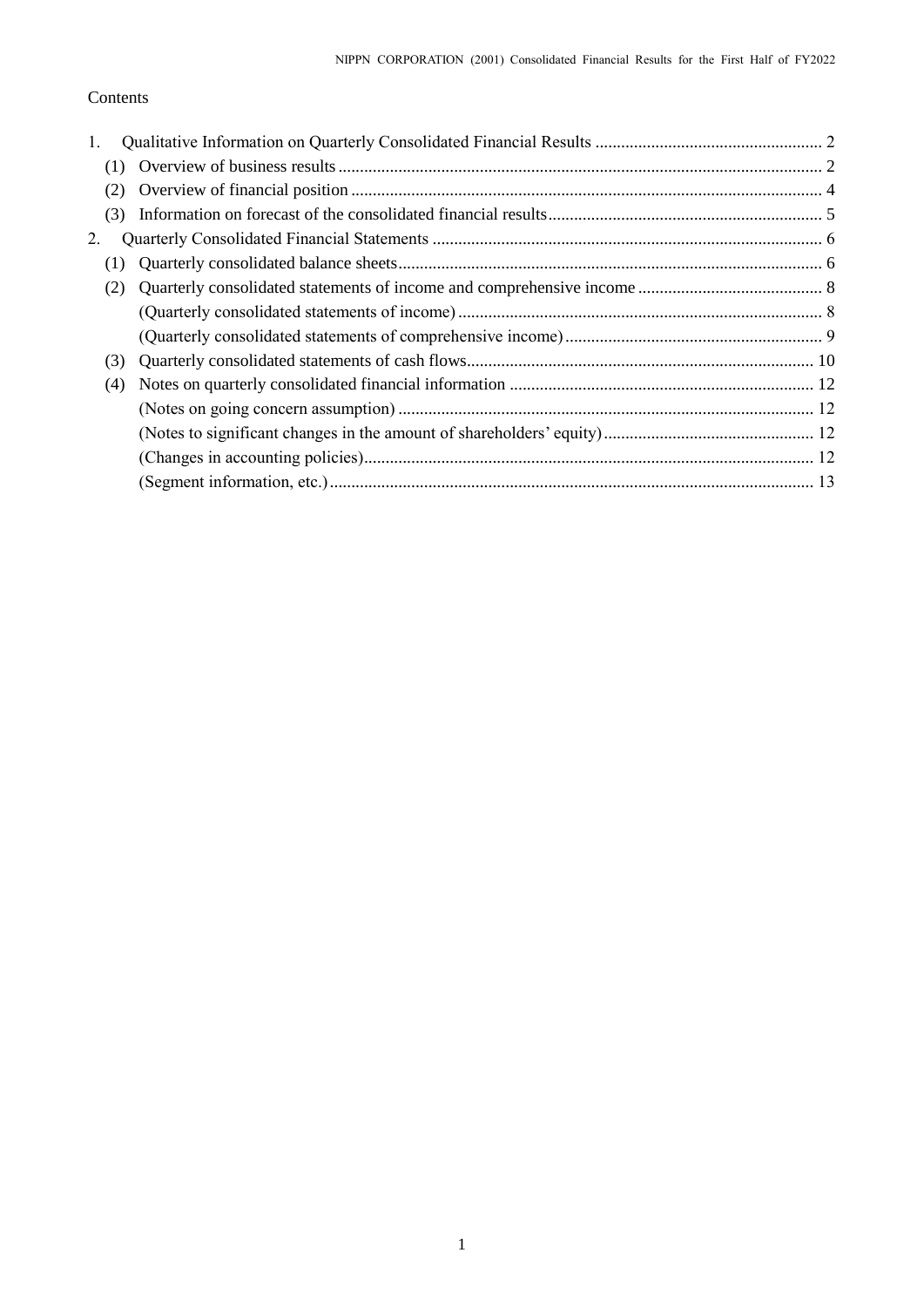Contents

1. Qualitative Information on Quarterly Consolidated Financial Results ..................................................... 2
   (1) Overview of business results ................................................................................................................ 2
   (2) Overview of financial position ............................................................................................................. 4
   (3) Information on forecast of the consolidated financial results ................................................................ 5
2. Quarterly Consolidated Financial Statements ........................................................................................... 6
   (1) Quarterly consolidated balance sheets .................................................................................................. 6
   (2) Quarterly consolidated statements of income and comprehensive income ........................................... 8
       (Quarterly consolidated statements of income) ..................................................................................... 8
       (Quarterly consolidated statements of comprehensive income) ............................................................ 9
   (3) Quarterly consolidated statements of cash flows ................................................................................. 10
   (4) Notes on quarterly consolidated financial information ....................................................................... 12
       (Notes on going concern assumption) ................................................................................................. 12
       (Notes to significant changes in the amount of shareholders' equity) ................................................. 12
       (Changes in accounting policies) ......................................................................................................... 12
       (Segment information, etc.) ................................................................................................................. 13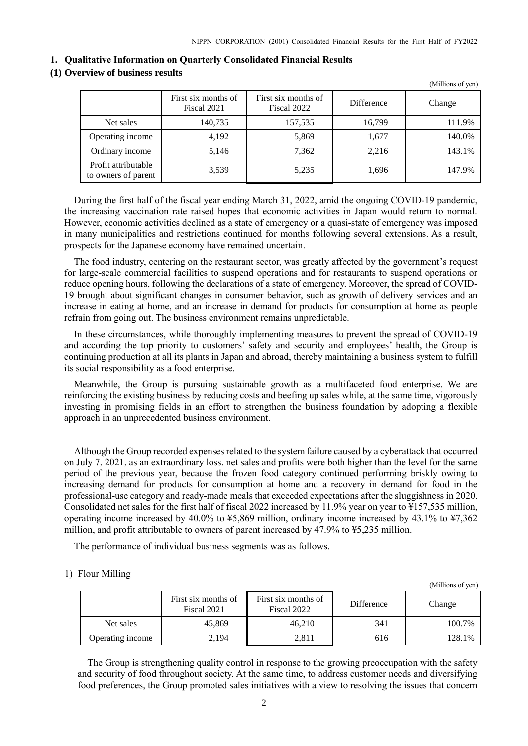## 1. Qualitative Information on Quarterly Consolidated Financial Results

### (1) Overview of business results

(Millions of yen)

| | First six months of Fiscal 2021 | First six months of Fiscal 2022 | Difference | Change |
|---|---|---|---|---|
| Net sales | 140,735 | 157,535 | 16,799 | 111.9% |
| Operating income | 4,192 | 5,869 | 1,677 | 140.0% |
| Ordinary income | 5,146 | 7,362 | 2,216 | 143.1% |
| Profit attributable to owners of parent | 3,539 | 5,235 | 1,696 | 147.9% |

During the first half of the fiscal year ending March 31, 2022, amid the ongoing COVID-19 pandemic, the increasing vaccination rate raised hopes that economic activities in Japan would return to normal. However, economic activities declined as a state of emergency or a quasi-state of emergency was imposed in many municipalities and restrictions continued for months following several extensions. As a result, prospects for the Japanese economy have remained uncertain.

The food industry, centering on the restaurant sector, was greatly affected by the government's request for large-scale commercial facilities to suspend operations and for restaurants to suspend operations or reduce opening hours, following the declarations of a state of emergency. Moreover, the spread of COVID-19 brought about significant changes in consumer behavior, such as growth of delivery services and an increase in eating at home, and an increase in demand for products for consumption at home as people refrain from going out. The business environment remains unpredictable.

In these circumstances, while thoroughly implementing measures to prevent the spread of COVID-19 and according the top priority to customers' safety and security and employees' health, the Group is continuing production at all its plants in Japan and abroad, thereby maintaining a business system to fulfill its social responsibility as a food enterprise.

Meanwhile, the Group is pursuing sustainable growth as a multifaceted food enterprise. We are reinforcing the existing business by reducing costs and beefing up sales while, at the same time, vigorously investing in promising fields in an effort to strengthen the business foundation by adopting a flexible approach in an unprecedented business environment.

Although the Group recorded expenses related to the system failure caused by a cyberattack that occurred on July 7, 2021, as an extraordinary loss, net sales and profits were both higher than the level for the same period of the previous year, because the frozen food category continued performing briskly owing to increasing demand for products for consumption at home and a recovery in demand for food in the professional-use category and ready-made meals that exceeded expectations after the sluggishness in 2020. Consolidated net sales for the first half of fiscal 2022 increased by 11.9% year on year to ¥157,535 million, operating income increased by 40.0% to ¥5,869 million, ordinary income increased by 43.1% to ¥7,362 million, and profit attributable to owners of parent increased by 47.9% to ¥5,235 million.

The performance of individual business segments was as follows.

1) Flour Milling

(Millions of yen)

| | First six months of Fiscal 2021 | First six months of Fiscal 2022 | Difference | Change |
|---|---|---|---|---|
| Net sales | 45,869 | 46,210 | 341 | 100.7% |
| Operating income | 2,194 | 2,811 | 616 | 128.1% |

The Group is strengthening quality control in response to the growing preoccupation with the safety and security of food throughout society. At the same time, to address customer needs and diversifying food preferences, the Group promoted sales initiatives with a view to resolving the issues that concern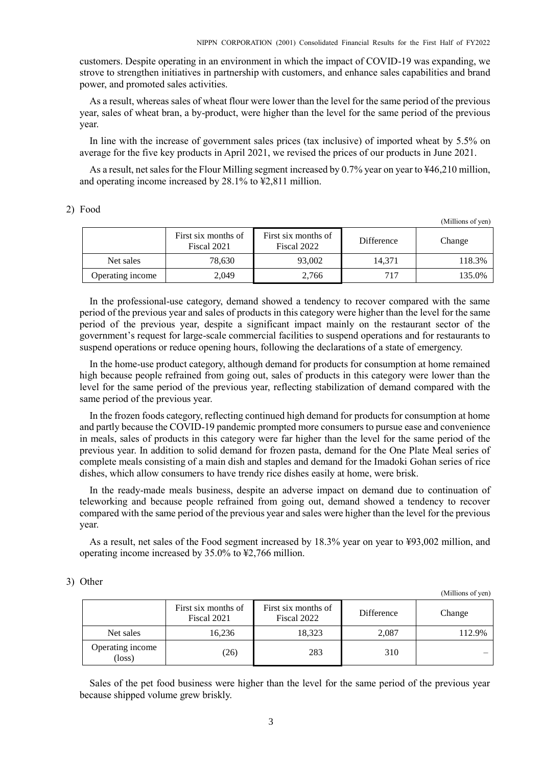customers. Despite operating in an environment in which the impact of COVID-19 was expanding, we strove to strengthen initiatives in partnership with customers, and enhance sales capabilities and brand power, and promoted sales activities.

As a result, whereas sales of wheat flour were lower than the level for the same period of the previous year, sales of wheat bran, a by-product, were higher than the level for the same period of the previous year.

In line with the increase of government sales prices (tax inclusive) of imported wheat by 5.5% on average for the five key products in April 2021, we revised the prices of our products in June 2021.

As a result, net sales for the Flour Milling segment increased by 0.7% year on year to ¥46,210 million, and operating income increased by 28.1% to ¥2,811 million.

2) Food

(Millions of yen)

| | First six months of Fiscal 2021 | First six months of Fiscal 2022 | Difference | Change |
|---|---|---|---|---|
| Net sales | 78,630 | 93,002 | 14,371 | 118.3% |
| Operating income | 2,049 | 2,766 | 717 | 135.0% |

In the professional-use category, demand showed a tendency to recover compared with the same period of the previous year and sales of products in this category were higher than the level for the same period of the previous year, despite a significant impact mainly on the restaurant sector of the government's request for large-scale commercial facilities to suspend operations and for restaurants to suspend operations or reduce opening hours, following the declarations of a state of emergency.

In the home-use product category, although demand for products for consumption at home remained high because people refrained from going out, sales of products in this category were lower than the level for the same period of the previous year, reflecting stabilization of demand compared with the same period of the previous year.

In the frozen foods category, reflecting continued high demand for products for consumption at home and partly because the COVID-19 pandemic prompted more consumers to pursue ease and convenience in meals, sales of products in this category were far higher than the level for the same period of the previous year. In addition to solid demand for frozen pasta, demand for the One Plate Meal series of complete meals consisting of a main dish and staples and demand for the Imadoki Gohan series of rice dishes, which allow consumers to have trendy rice dishes easily at home, were brisk.

In the ready-made meals business, despite an adverse impact on demand due to continuation of teleworking and because people refrained from going out, demand showed a tendency to recover compared with the same period of the previous year and sales were higher than the level for the previous year.

As a result, net sales of the Food segment increased by 18.3% year on year to ¥93,002 million, and operating income increased by 35.0% to ¥2,766 million.

3) Other

(Millions of yen)

| | First six months of Fiscal 2021 | First six months of Fiscal 2022 | Difference | Change |
|---|---|---|---|---|
| Net sales | 16,236 | 18,323 | 2,087 | 112.9% |
| Operating income (loss) | (26) | 283 | 310 | – |

Sales of the pet food business were higher than the level for the same period of the previous year because shipped volume grew briskly.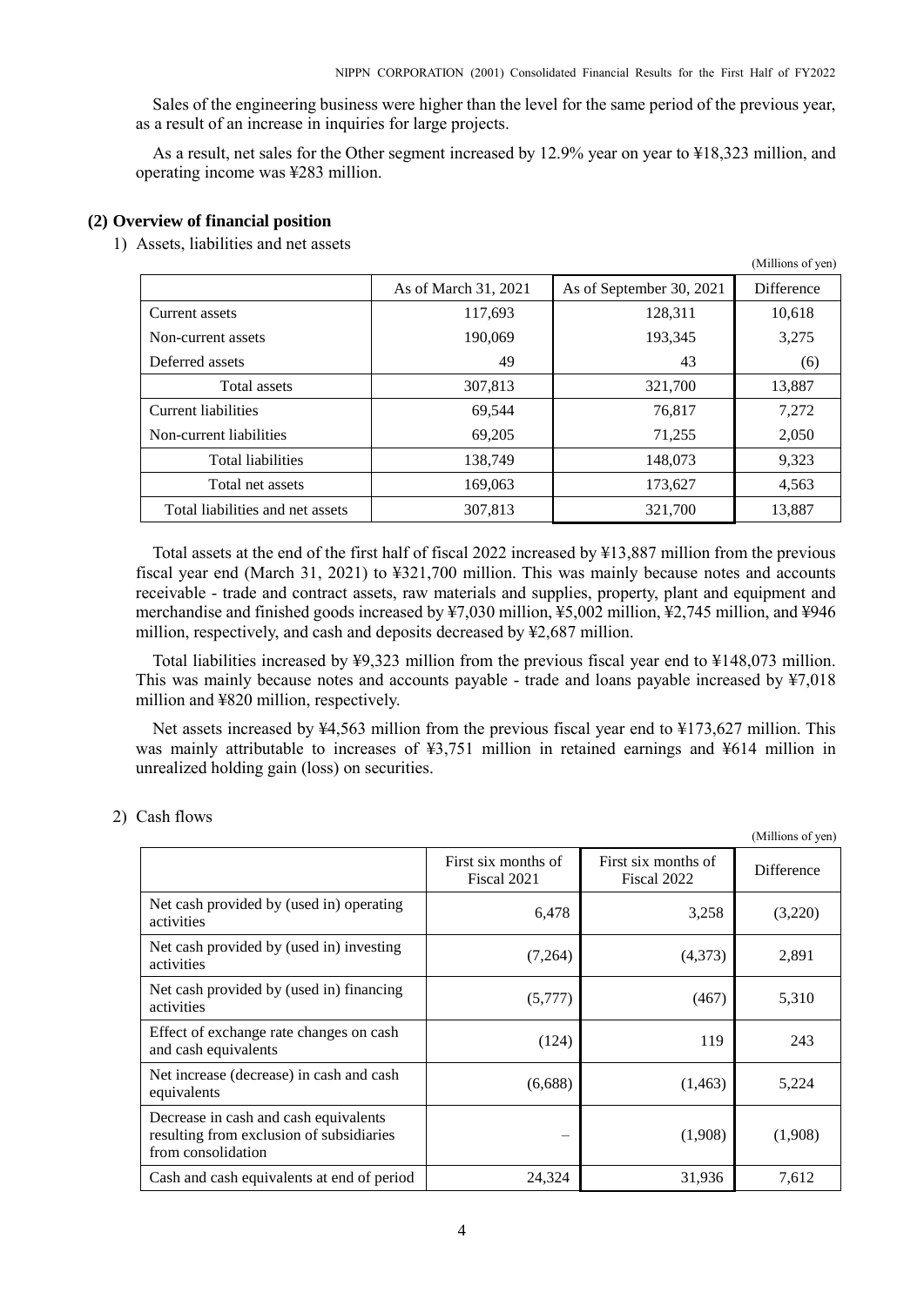Sales of the engineering business were higher than the level for the same period of the previous year, as a result of an increase in inquiries for large projects.

As a result, net sales for the Other segment increased by 12.9% year on year to ¥18,323 million, and operating income was ¥283 million.

## (2) Overview of financial position

1) Assets, liabilities and net assets

(Millions of yen)

| | As of March 31, 2021 | As of September 30, 2021 | Difference |
|---|---|---|---|
| Current assets | 117,693 | 128,311 | 10,618 |
| Non-current assets | 190,069 | 193,345 | 3,275 |
| Deferred assets | 49 | 43 | (6) |
| Total assets | 307,813 | 321,700 | 13,887 |
| Current liabilities | 69,544 | 76,817 | 7,272 |
| Non-current liabilities | 69,205 | 71,255 | 2,050 |
| Total liabilities | 138,749 | 148,073 | 9,323 |
| Total net assets | 169,063 | 173,627 | 4,563 |
| Total liabilities and net assets | 307,813 | 321,700 | 13,887 |

Total assets at the end of the first half of fiscal 2022 increased by ¥13,887 million from the previous fiscal year end (March 31, 2021) to ¥321,700 million. This was mainly because notes and accounts receivable - trade and contract assets, raw materials and supplies, property, plant and equipment and merchandise and finished goods increased by ¥7,030 million, ¥5,002 million, ¥2,745 million, and ¥946 million, respectively, and cash and deposits decreased by ¥2,687 million.

Total liabilities increased by ¥9,323 million from the previous fiscal year end to ¥148,073 million. This was mainly because notes and accounts payable - trade and loans payable increased by ¥7,018 million and ¥820 million, respectively.

Net assets increased by ¥4,563 million from the previous fiscal year end to ¥173,627 million. This was mainly attributable to increases of ¥3,751 million in retained earnings and ¥614 million in unrealized holding gain (loss) on securities.

2) Cash flows

(Millions of yen)

| | First six months of Fiscal 2021 | First six months of Fiscal 2022 | Difference |
|---|---|---|---|
| Net cash provided by (used in) operating activities | 6,478 | 3,258 | (3,220) |
| Net cash provided by (used in) investing activities | (7,264) | (4,373) | 2,891 |
| Net cash provided by (used in) financing activities | (5,777) | (467) | 5,310 |
| Effect of exchange rate changes on cash and cash equivalents | (124) | 119 | 243 |
| Net increase (decrease) in cash and cash equivalents | (6,688) | (1,463) | 5,224 |
| Decrease in cash and cash equivalents resulting from exclusion of subsidiaries from consolidation | – | (1,908) | (1,908) |
| Cash and cash equivalents at end of period | 24,324 | 31,936 | 7,612 |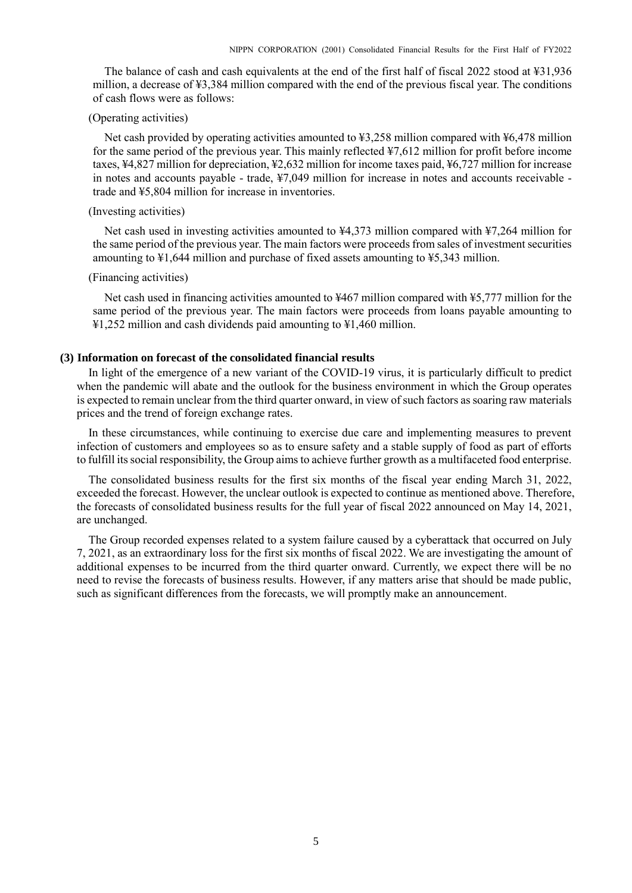The balance of cash and cash equivalents at the end of the first half of fiscal 2022 stood at ¥31,936 million, a decrease of ¥3,384 million compared with the end of the previous fiscal year. The conditions of cash flows were as follows:

(Operating activities)

Net cash provided by operating activities amounted to ¥3,258 million compared with ¥6,478 million for the same period of the previous year. This mainly reflected ¥7,612 million for profit before income taxes, ¥4,827 million for depreciation, ¥2,632 million for income taxes paid, ¥6,727 million for increase in notes and accounts payable - trade, ¥7,049 million for increase in notes and accounts receivable - trade and ¥5,804 million for increase in inventories.

(Investing activities)

Net cash used in investing activities amounted to ¥4,373 million compared with ¥7,264 million for the same period of the previous year. The main factors were proceeds from sales of investment securities amounting to ¥1,644 million and purchase of fixed assets amounting to ¥5,343 million.

(Financing activities)

Net cash used in financing activities amounted to ¥467 million compared with ¥5,777 million for the same period of the previous year. The main factors were proceeds from loans payable amounting to ¥1,252 million and cash dividends paid amounting to ¥1,460 million.

### (3) Information on forecast of the consolidated financial results

In light of the emergence of a new variant of the COVID-19 virus, it is particularly difficult to predict when the pandemic will abate and the outlook for the business environment in which the Group operates is expected to remain unclear from the third quarter onward, in view of such factors as soaring raw materials prices and the trend of foreign exchange rates.

In these circumstances, while continuing to exercise due care and implementing measures to prevent infection of customers and employees so as to ensure safety and a stable supply of food as part of efforts to fulfill its social responsibility, the Group aims to achieve further growth as a multifaceted food enterprise.

The consolidated business results for the first six months of the fiscal year ending March 31, 2022, exceeded the forecast. However, the unclear outlook is expected to continue as mentioned above. Therefore, the forecasts of consolidated business results for the full year of fiscal 2022 announced on May 14, 2021, are unchanged.

The Group recorded expenses related to a system failure caused by a cyberattack that occurred on July 7, 2021, as an extraordinary loss for the first six months of fiscal 2022. We are investigating the amount of additional expenses to be incurred from the third quarter onward. Currently, we expect there will be no need to revise the forecasts of business results. However, if any matters arise that should be made public, such as significant differences from the forecasts, we will promptly make an announcement.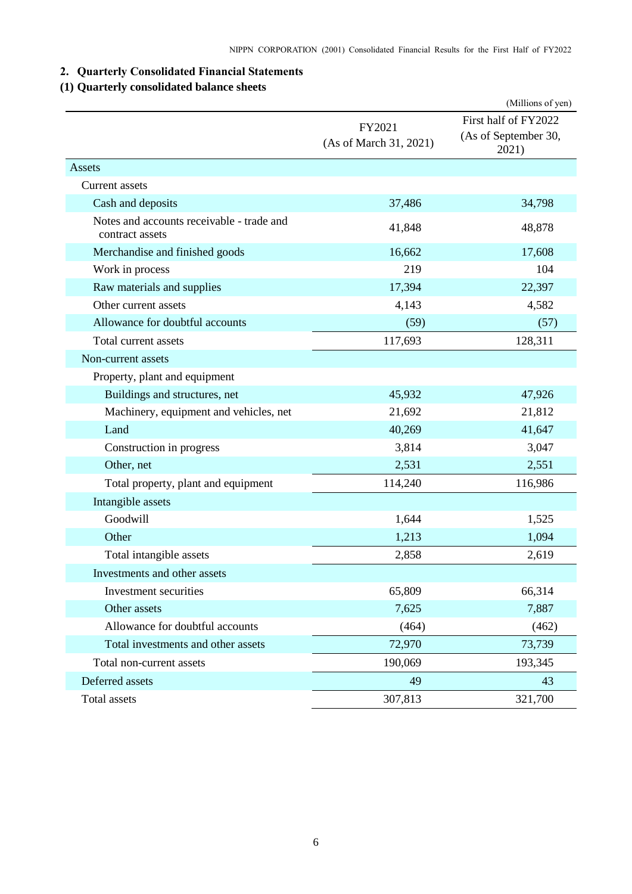## 2. Quarterly Consolidated Financial Statements

### (1) Quarterly consolidated balance sheets

(Millions of yen)

| | FY2021 (As of March 31, 2021) | First half of FY2022 (As of September 30, 2021) |
|---|---|---|
| Assets | | |
| Current assets | | |
| Cash and deposits | 37,486 | 34,798 |
| Notes and accounts receivable - trade and contract assets | 41,848 | 48,878 |
| Merchandise and finished goods | 16,662 | 17,608 |
| Work in process | 219 | 104 |
| Raw materials and supplies | 17,394 | 22,397 |
| Other current assets | 4,143 | 4,582 |
| Allowance for doubtful accounts | (59) | (57) |
| Total current assets | 117,693 | 128,311 |
| Non-current assets | | |
| Property, plant and equipment | | |
| Buildings and structures, net | 45,932 | 47,926 |
| Machinery, equipment and vehicles, net | 21,692 | 21,812 |
| Land | 40,269 | 41,647 |
| Construction in progress | 3,814 | 3,047 |
| Other, net | 2,531 | 2,551 |
| Total property, plant and equipment | 114,240 | 116,986 |
| Intangible assets | | |
| Goodwill | 1,644 | 1,525 |
| Other | 1,213 | 1,094 |
| Total intangible assets | 2,858 | 2,619 |
| Investments and other assets | | |
| Investment securities | 65,809 | 66,314 |
| Other assets | 7,625 | 7,887 |
| Allowance for doubtful accounts | (464) | (462) |
| Total investments and other assets | 72,970 | 73,739 |
| Total non-current assets | 190,069 | 193,345 |
| Deferred assets | 49 | 43 |
| Total assets | 307,813 | 321,700 |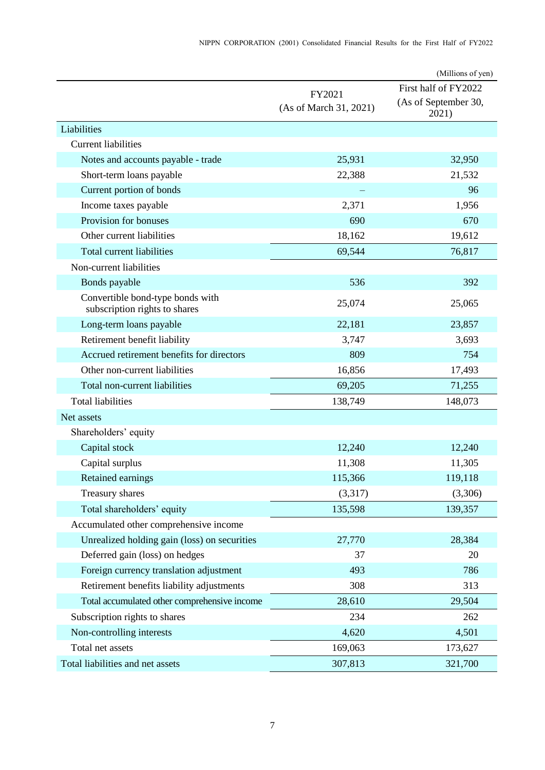(Millions of yen)

| | FY2021 (As of March 31, 2021) | First half of FY2022 (As of September 30, 2021) |
|---|---|---|
| Liabilities | | |
| Current liabilities | | |
| Notes and accounts payable - trade | 25,931 | 32,950 |
| Short-term loans payable | 22,388 | 21,532 |
| Current portion of bonds | – | 96 |
| Income taxes payable | 2,371 | 1,956 |
| Provision for bonuses | 690 | 670 |
| Other current liabilities | 18,162 | 19,612 |
| Total current liabilities | 69,544 | 76,817 |
| Non-current liabilities | | |
| Bonds payable | 536 | 392 |
| Convertible bond-type bonds with subscription rights to shares | 25,074 | 25,065 |
| Long-term loans payable | 22,181 | 23,857 |
| Retirement benefit liability | 3,747 | 3,693 |
| Accrued retirement benefits for directors | 809 | 754 |
| Other non-current liabilities | 16,856 | 17,493 |
| Total non-current liabilities | 69,205 | 71,255 |
| Total liabilities | 138,749 | 148,073 |
| Net assets | | |
| Shareholders' equity | | |
| Capital stock | 12,240 | 12,240 |
| Capital surplus | 11,308 | 11,305 |
| Retained earnings | 115,366 | 119,118 |
| Treasury shares | (3,317) | (3,306) |
| Total shareholders' equity | 135,598 | 139,357 |
| Accumulated other comprehensive income | | |
| Unrealized holding gain (loss) on securities | 27,770 | 28,384 |
| Deferred gain (loss) on hedges | 37 | 20 |
| Foreign currency translation adjustment | 493 | 786 |
| Retirement benefits liability adjustments | 308 | 313 |
| Total accumulated other comprehensive income | 28,610 | 29,504 |
| Subscription rights to shares | 234 | 262 |
| Non-controlling interests | 4,620 | 4,501 |
| Total net assets | 169,063 | 173,627 |
| Total liabilities and net assets | 307,813 | 321,700 |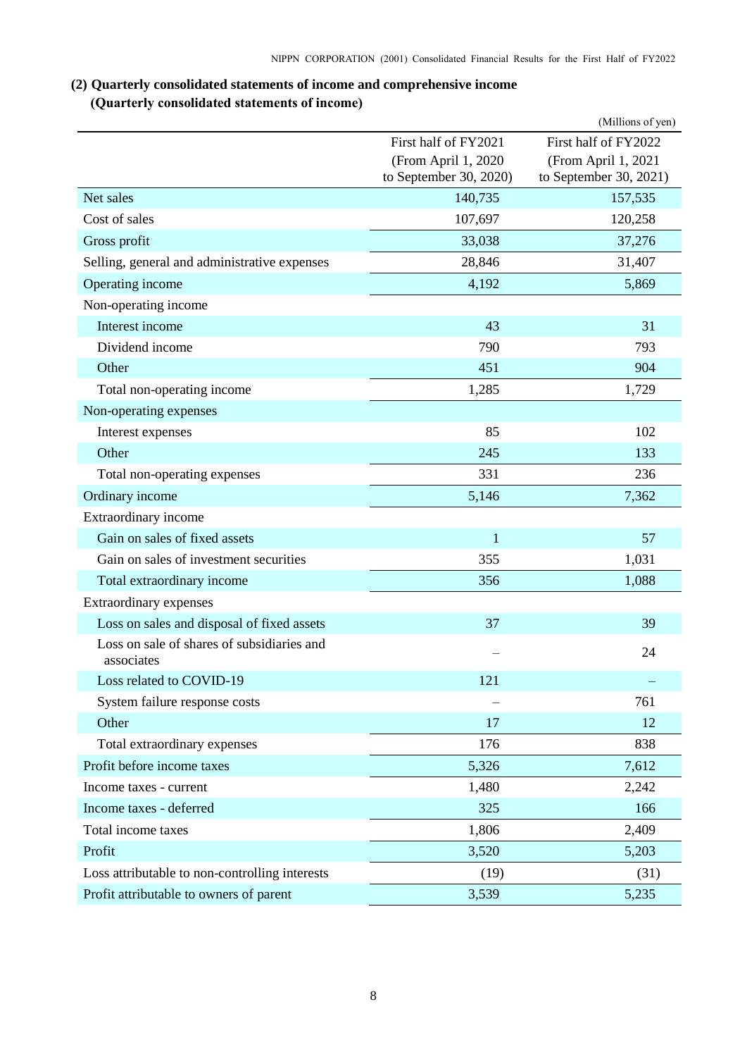### (2) Quarterly consolidated statements of income and comprehensive income

#### (Quarterly consolidated statements of income)

(Millions of yen)

| | First half of FY2021 (From April 1, 2020 to September 30, 2020) | First half of FY2022 (From April 1, 2021 to September 30, 2021) |
|---|---|---|
| Net sales | 140,735 | 157,535 |
| Cost of sales | 107,697 | 120,258 |
| Gross profit | 33,038 | 37,276 |
| Selling, general and administrative expenses | 28,846 | 31,407 |
| Operating income | 4,192 | 5,869 |
| Non-operating income | | |
| Interest income | 43 | 31 |
| Dividend income | 790 | 793 |
| Other | 451 | 904 |
| Total non-operating income | 1,285 | 1,729 |
| Non-operating expenses | | |
| Interest expenses | 85 | 102 |
| Other | 245 | 133 |
| Total non-operating expenses | 331 | 236 |
| Ordinary income | 5,146 | 7,362 |
| Extraordinary income | | |
| Gain on sales of fixed assets | 1 | 57 |
| Gain on sales of investment securities | 355 | 1,031 |
| Total extraordinary income | 356 | 1,088 |
| Extraordinary expenses | | |
| Loss on sales and disposal of fixed assets | 37 | 39 |
| Loss on sale of shares of subsidiaries and associates | – | 24 |
| Loss related to COVID-19 | 121 | – |
| System failure response costs | – | 761 |
| Other | 17 | 12 |
| Total extraordinary expenses | 176 | 838 |
| Profit before income taxes | 5,326 | 7,612 |
| Income taxes - current | 1,480 | 2,242 |
| Income taxes - deferred | 325 | 166 |
| Total income taxes | 1,806 | 2,409 |
| Profit | 3,520 | 5,203 |
| Loss attributable to non-controlling interests | (19) | (31) |
| Profit attributable to owners of parent | 3,539 | 5,235 |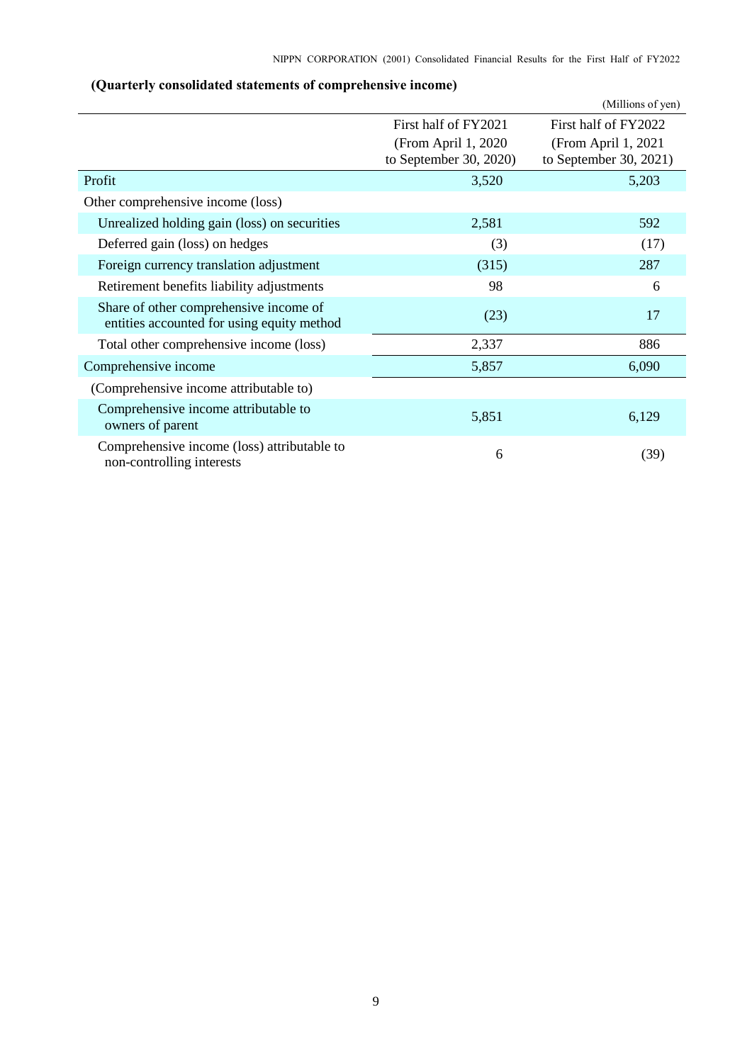### (Quarterly consolidated statements of comprehensive income)

(Millions of yen)

| | First half of FY2021 (From April 1, 2020 to September 30, 2020) | First half of FY2022 (From April 1, 2021 to September 30, 2021) |
|---|---|---|
| Profit | 3,520 | 5,203 |
| Other comprehensive income (loss) | | |
| Unrealized holding gain (loss) on securities | 2,581 | 592 |
| Deferred gain (loss) on hedges | (3) | (17) |
| Foreign currency translation adjustment | (315) | 287 |
| Retirement benefits liability adjustments | 98 | 6 |
| Share of other comprehensive income of entities accounted for using equity method | (23) | 17 |
| Total other comprehensive income (loss) | 2,337 | 886 |
| Comprehensive income | 5,857 | 6,090 |
| (Comprehensive income attributable to) | | |
| Comprehensive income attributable to owners of parent | 5,851 | 6,129 |
| Comprehensive income (loss) attributable to non-controlling interests | 6 | (39) |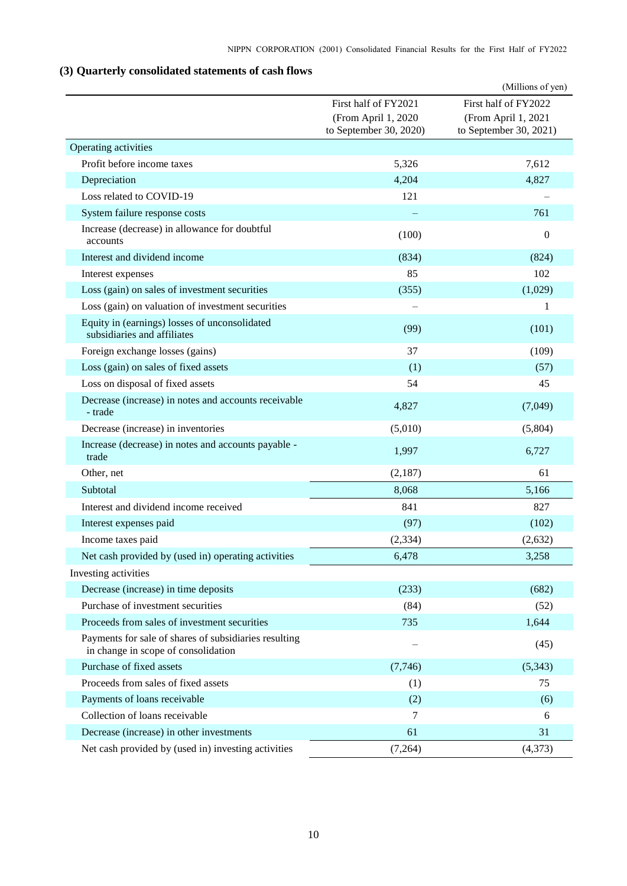### (3) Quarterly consolidated statements of cash flows

(Millions of yen)

| | First half of FY2021 (From April 1, 2020 to September 30, 2020) | First half of FY2022 (From April 1, 2021 to September 30, 2021) |
|---|---|---|
| Operating activities | | |
| Profit before income taxes | 5,326 | 7,612 |
| Depreciation | 4,204 | 4,827 |
| Loss related to COVID-19 | 121 | – |
| System failure response costs | – | 761 |
| Increase (decrease) in allowance for doubtful accounts | (100) | 0 |
| Interest and dividend income | (834) | (824) |
| Interest expenses | 85 | 102 |
| Loss (gain) on sales of investment securities | (355) | (1,029) |
| Loss (gain) on valuation of investment securities | – | 1 |
| Equity in (earnings) losses of unconsolidated subsidiaries and affiliates | (99) | (101) |
| Foreign exchange losses (gains) | 37 | (109) |
| Loss (gain) on sales of fixed assets | (1) | (57) |
| Loss on disposal of fixed assets | 54 | 45 |
| Decrease (increase) in notes and accounts receivable - trade | 4,827 | (7,049) |
| Decrease (increase) in inventories | (5,010) | (5,804) |
| Increase (decrease) in notes and accounts payable - trade | 1,997 | 6,727 |
| Other, net | (2,187) | 61 |
| Subtotal | 8,068 | 5,166 |
| Interest and dividend income received | 841 | 827 |
| Interest expenses paid | (97) | (102) |
| Income taxes paid | (2,334) | (2,632) |
| Net cash provided by (used in) operating activities | 6,478 | 3,258 |
| Investing activities | | |
| Decrease (increase) in time deposits | (233) | (682) |
| Purchase of investment securities | (84) | (52) |
| Proceeds from sales of investment securities | 735 | 1,644 |
| Payments for sale of shares of subsidiaries resulting in change in scope of consolidation | – | (45) |
| Purchase of fixed assets | (7,746) | (5,343) |
| Proceeds from sales of fixed assets | (1) | 75 |
| Payments of loans receivable | (2) | (6) |
| Collection of loans receivable | 7 | 6 |
| Decrease (increase) in other investments | 61 | 31 |
| Net cash provided by (used in) investing activities | (7,264) | (4,373) |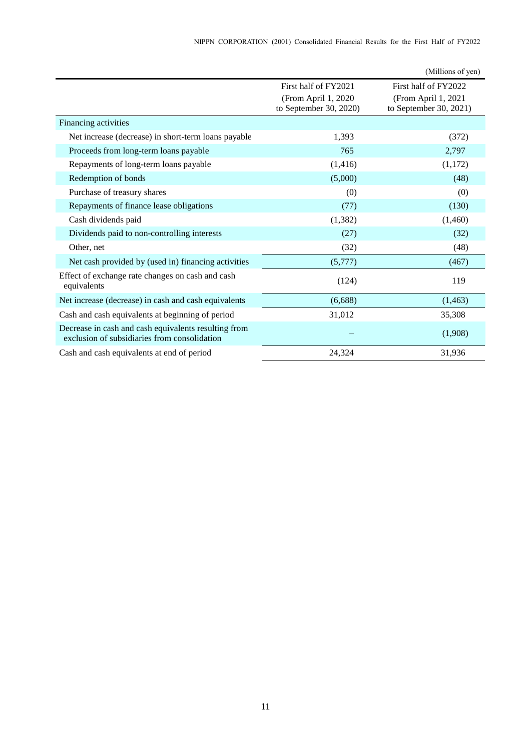(Millions of yen)

| | First half of FY2021 (From April 1, 2020 to September 30, 2020) | First half of FY2022 (From April 1, 2021 to September 30, 2021) |
|---|---|---|
| Financing activities | | |
| Net increase (decrease) in short-term loans payable | 1,393 | (372) |
| Proceeds from long-term loans payable | 765 | 2,797 |
| Repayments of long-term loans payable | (1,416) | (1,172) |
| Redemption of bonds | (5,000) | (48) |
| Purchase of treasury shares | (0) | (0) |
| Repayments of finance lease obligations | (77) | (130) |
| Cash dividends paid | (1,382) | (1,460) |
| Dividends paid to non-controlling interests | (27) | (32) |
| Other, net | (32) | (48) |
| Net cash provided by (used in) financing activities | (5,777) | (467) |
| Effect of exchange rate changes on cash and cash equivalents | (124) | 119 |
| Net increase (decrease) in cash and cash equivalents | (6,688) | (1,463) |
| Cash and cash equivalents at beginning of period | 31,012 | 35,308 |
| Decrease in cash and cash equivalents resulting from exclusion of subsidiaries from consolidation | – | (1,908) |
| Cash and cash equivalents at end of period | 24,324 | 31,936 |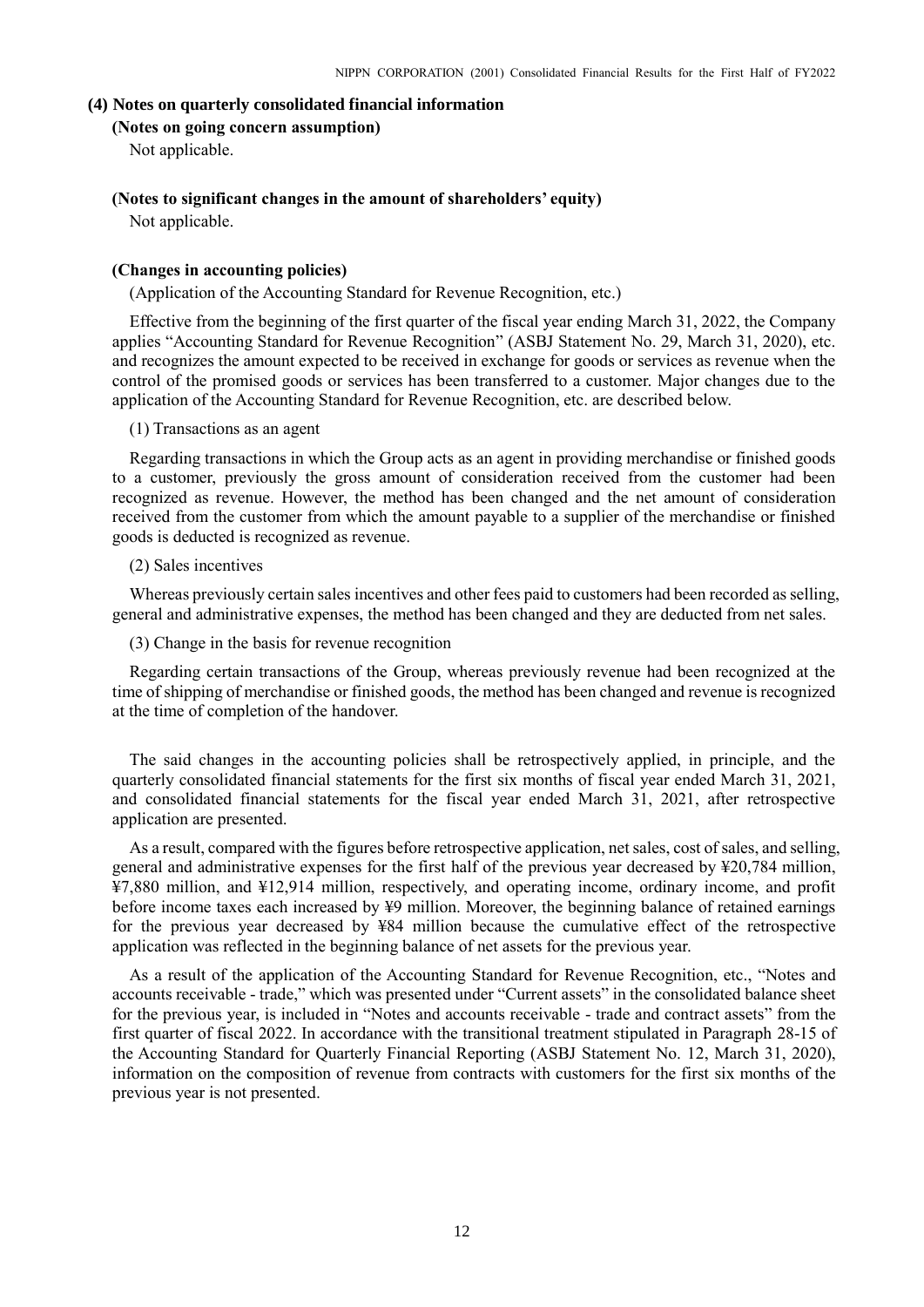### (4) Notes on quarterly consolidated financial information

**(Notes on going concern assumption)**

Not applicable.

**(Notes to significant changes in the amount of shareholders' equity)**

Not applicable.

**(Changes in accounting policies)**

(Application of the Accounting Standard for Revenue Recognition, etc.)

Effective from the beginning of the first quarter of the fiscal year ending March 31, 2022, the Company applies "Accounting Standard for Revenue Recognition" (ASBJ Statement No. 29, March 31, 2020), etc. and recognizes the amount expected to be received in exchange for goods or services as revenue when the control of the promised goods or services has been transferred to a customer. Major changes due to the application of the Accounting Standard for Revenue Recognition, etc. are described below.

(1) Transactions as an agent

Regarding transactions in which the Group acts as an agent in providing merchandise or finished goods to a customer, previously the gross amount of consideration received from the customer had been recognized as revenue. However, the method has been changed and the net amount of consideration received from the customer from which the amount payable to a supplier of the merchandise or finished goods is deducted is recognized as revenue.

(2) Sales incentives

Whereas previously certain sales incentives and other fees paid to customers had been recorded as selling, general and administrative expenses, the method has been changed and they are deducted from net sales.

(3) Change in the basis for revenue recognition

Regarding certain transactions of the Group, whereas previously revenue had been recognized at the time of shipping of merchandise or finished goods, the method has been changed and revenue is recognized at the time of completion of the handover.

The said changes in the accounting policies shall be retrospectively applied, in principle, and the quarterly consolidated financial statements for the first six months of fiscal year ended March 31, 2021, and consolidated financial statements for the fiscal year ended March 31, 2021, after retrospective application are presented.

As a result, compared with the figures before retrospective application, net sales, cost of sales, and selling, general and administrative expenses for the first half of the previous year decreased by ¥20,784 million, ¥7,880 million, and ¥12,914 million, respectively, and operating income, ordinary income, and profit before income taxes each increased by ¥9 million. Moreover, the beginning balance of retained earnings for the previous year decreased by ¥84 million because the cumulative effect of the retrospective application was reflected in the beginning balance of net assets for the previous year.

As a result of the application of the Accounting Standard for Revenue Recognition, etc., "Notes and accounts receivable - trade," which was presented under "Current assets" in the consolidated balance sheet for the previous year, is included in "Notes and accounts receivable - trade and contract assets" from the first quarter of fiscal 2022. In accordance with the transitional treatment stipulated in Paragraph 28-15 of the Accounting Standard for Quarterly Financial Reporting (ASBJ Statement No. 12, March 31, 2020), information on the composition of revenue from contracts with customers for the first six months of the previous year is not presented.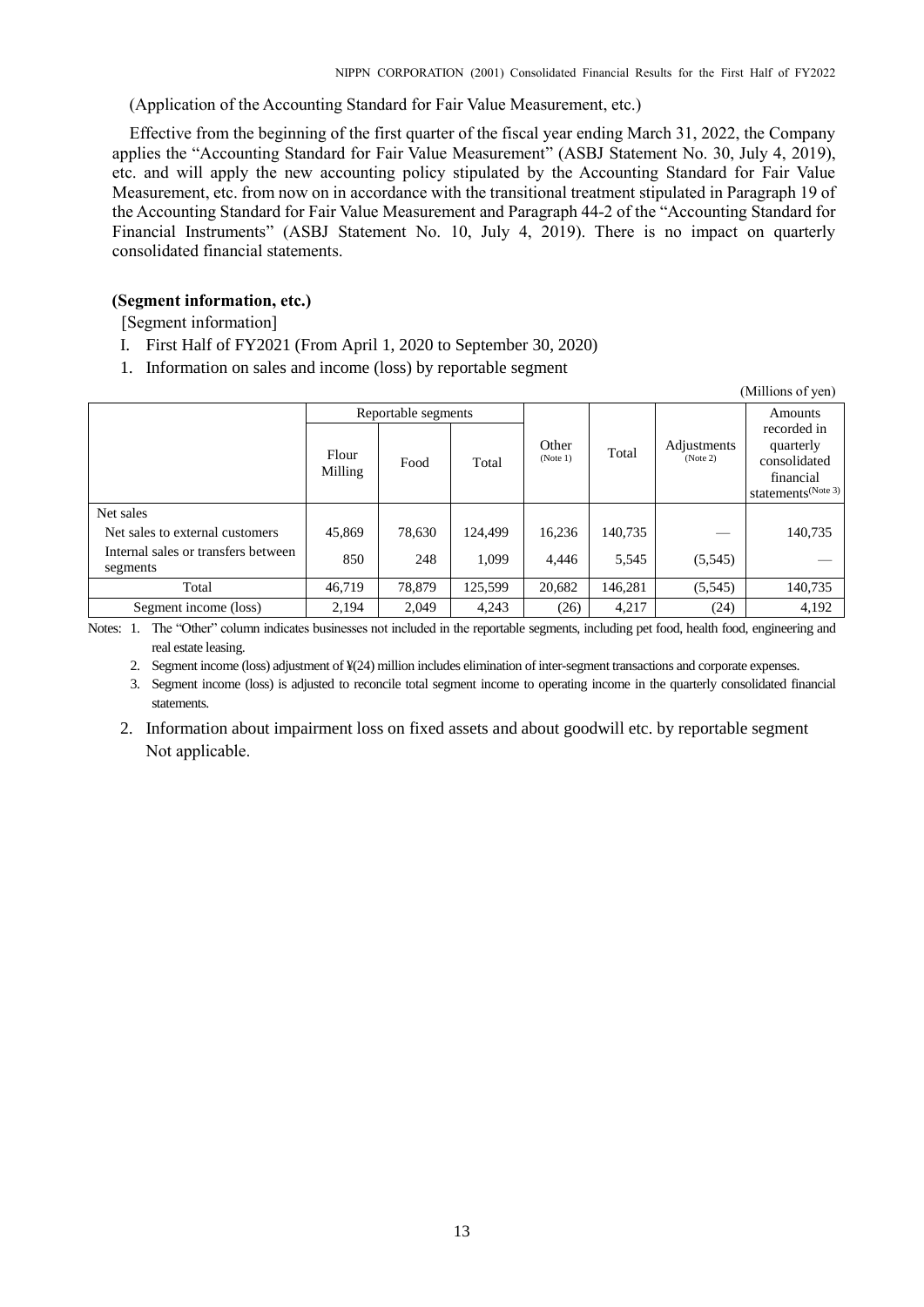(Application of the Accounting Standard for Fair Value Measurement, etc.)

Effective from the beginning of the first quarter of the fiscal year ending March 31, 2022, the Company applies the "Accounting Standard for Fair Value Measurement" (ASBJ Statement No. 30, July 4, 2019), etc. and will apply the new accounting policy stipulated by the Accounting Standard for Fair Value Measurement, etc. from now on in accordance with the transitional treatment stipulated in Paragraph 19 of the Accounting Standard for Fair Value Measurement and Paragraph 44-2 of the "Accounting Standard for Financial Instruments" (ASBJ Statement No. 10, July 4, 2019). There is no impact on quarterly consolidated financial statements.

**(Segment information, etc.)**

[Segment information]

I. First Half of FY2021 (From April 1, 2020 to September 30, 2020)

1. Information on sales and income (loss) by reportable segment

(Millions of yen)

| | Reportable segments | | | Other (Note 1) | Total | Adjustments (Note 2) | Amounts recorded in quarterly consolidated financial statements (Note 3) |
|---|---|---|---|---|---|---|---|
| | Flour Milling | Food | Total | | | | |
| Net sales | | | | | | | |
| Net sales to external customers | 45,869 | 78,630 | 124,499 | 16,236 | 140,735 | — | 140,735 |
| Internal sales or transfers between segments | 850 | 248 | 1,099 | 4,446 | 5,545 | (5,545) | — |
| Total | 46,719 | 78,879 | 125,599 | 20,682 | 146,281 | (5,545) | 140,735 |
| Segment income (loss) | 2,194 | 2,049 | 4,243 | (26) | 4,217 | (24) | 4,192 |

Notes: 1. The "Other" column indicates businesses not included in the reportable segments, including pet food, health food, engineering and real estate leasing.

2. Segment income (loss) adjustment of ¥(24) million includes elimination of inter-segment transactions and corporate expenses.

3. Segment income (loss) is adjusted to reconcile total segment income to operating income in the quarterly consolidated financial statements.

2. Information about impairment loss on fixed assets and about goodwill etc. by reportable segment

Not applicable.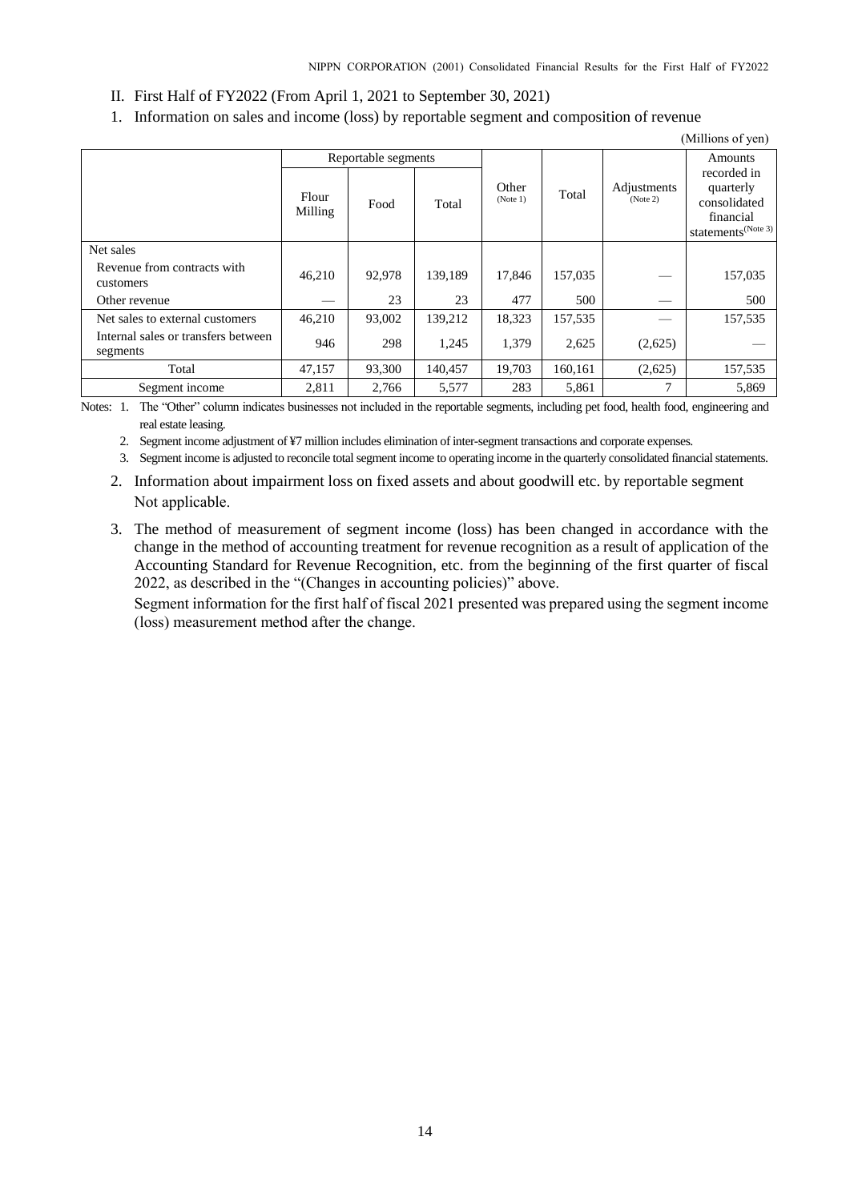II. First Half of FY2022 (From April 1, 2021 to September 30, 2021)

1. Information on sales and income (loss) by reportable segment and composition of revenue

(Millions of yen)

| | Reportable segments | | | Other (Note 1) | Total | Adjustments (Note 2) | Amounts recorded in quarterly consolidated financial statements (Note 3) |
|---|---|---|---|---|---|---|---|
| | Flour Milling | Food | Total | | | | |
| Net sales | | | | | | | |
| Revenue from contracts with customers | 46,210 | 92,978 | 139,189 | 17,846 | 157,035 | — | 157,035 |
| Other revenue | — | 23 | 23 | 477 | 500 | — | 500 |
| Net sales to external customers | 46,210 | 93,002 | 139,212 | 18,323 | 157,535 | — | 157,535 |
| Internal sales or transfers between segments | 946 | 298 | 1,245 | 1,379 | 2,625 | (2,625) | — |
| Total | 47,157 | 93,300 | 140,457 | 19,703 | 160,161 | (2,625) | 157,535 |
| Segment income | 2,811 | 2,766 | 5,577 | 283 | 5,861 | 7 | 5,869 |

Notes: 1. The "Other" column indicates businesses not included in the reportable segments, including pet food, health food, engineering and real estate leasing.

2. Segment income adjustment of ¥7 million includes elimination of inter-segment transactions and corporate expenses.

3. Segment income is adjusted to reconcile total segment income to operating income in the quarterly consolidated financial statements.

2. Information about impairment loss on fixed assets and about goodwill etc. by reportable segment

Not applicable.

3. The method of measurement of segment income (loss) has been changed in accordance with the change in the method of accounting treatment for revenue recognition as a result of application of the Accounting Standard for Revenue Recognition, etc. from the beginning of the first quarter of fiscal 2022, as described in the "(Changes in accounting policies)" above.

Segment information for the first half of fiscal 2021 presented was prepared using the segment income (loss) measurement method after the change.